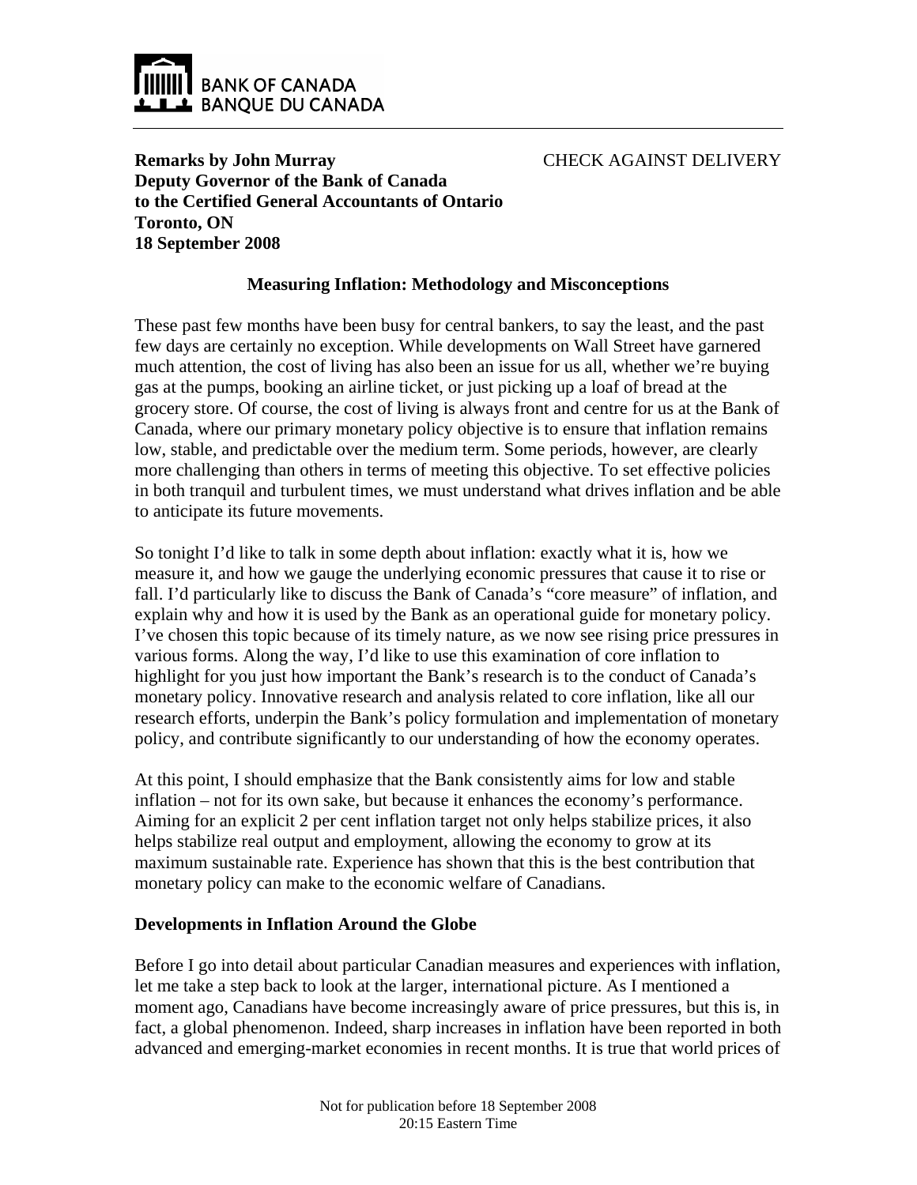BANK OF CANADA
BANQUE DU CANADA

**Remarks by John Murray**
**Deputy Governor of the Bank of Canada**
**to the Certified General Accountants of Ontario**
**Toronto, ON**
**18 September 2008**

CHECK AGAINST DELIVERY

## Measuring Inflation: Methodology and Misconceptions

These past few months have been busy for central bankers, to say the least, and the past few days are certainly no exception. While developments on Wall Street have garnered much attention, the cost of living has also been an issue for us all, whether we're buying gas at the pumps, booking an airline ticket, or just picking up a loaf of bread at the grocery store. Of course, the cost of living is always front and centre for us at the Bank of Canada, where our primary monetary policy objective is to ensure that inflation remains low, stable, and predictable over the medium term. Some periods, however, are clearly more challenging than others in terms of meeting this objective. To set effective policies in both tranquil and turbulent times, we must understand what drives inflation and be able to anticipate its future movements.

So tonight I'd like to talk in some depth about inflation: exactly what it is, how we measure it, and how we gauge the underlying economic pressures that cause it to rise or fall. I'd particularly like to discuss the Bank of Canada's "core measure" of inflation, and explain why and how it is used by the Bank as an operational guide for monetary policy. I've chosen this topic because of its timely nature, as we now see rising price pressures in various forms. Along the way, I'd like to use this examination of core inflation to highlight for you just how important the Bank's research is to the conduct of Canada's monetary policy. Innovative research and analysis related to core inflation, like all our research efforts, underpin the Bank's policy formulation and implementation of monetary policy, and contribute significantly to our understanding of how the economy operates.

At this point, I should emphasize that the Bank consistently aims for low and stable inflation – not for its own sake, but because it enhances the economy's performance. Aiming for an explicit 2 per cent inflation target not only helps stabilize prices, it also helps stabilize real output and employment, allowing the economy to grow at its maximum sustainable rate. Experience has shown that this is the best contribution that monetary policy can make to the economic welfare of Canadians.

### Developments in Inflation Around the Globe

Before I go into detail about particular Canadian measures and experiences with inflation, let me take a step back to look at the larger, international picture. As I mentioned a moment ago, Canadians have become increasingly aware of price pressures, but this is, in fact, a global phenomenon. Indeed, sharp increases in inflation have been reported in both advanced and emerging-market economies in recent months. It is true that world prices of

Not for publication before 18 September 2008
20:15 Eastern Time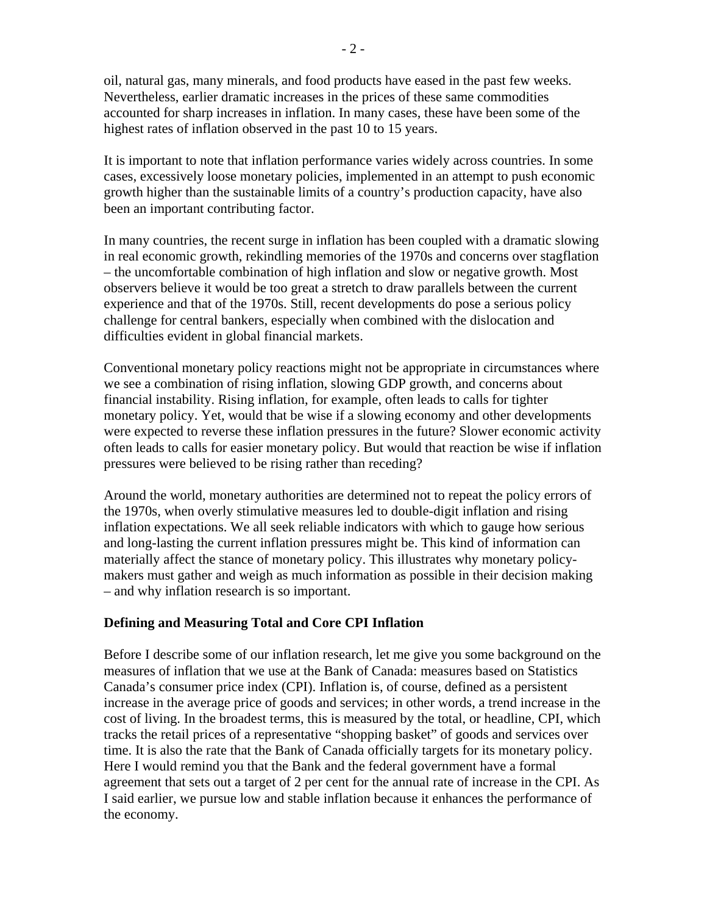oil, natural gas, many minerals, and food products have eased in the past few weeks. Nevertheless, earlier dramatic increases in the prices of these same commodities accounted for sharp increases in inflation. In many cases, these have been some of the highest rates of inflation observed in the past 10 to 15 years.

It is important to note that inflation performance varies widely across countries. In some cases, excessively loose monetary policies, implemented in an attempt to push economic growth higher than the sustainable limits of a country's production capacity, have also been an important contributing factor.

In many countries, the recent surge in inflation has been coupled with a dramatic slowing in real economic growth, rekindling memories of the 1970s and concerns over stagflation – the uncomfortable combination of high inflation and slow or negative growth. Most observers believe it would be too great a stretch to draw parallels between the current experience and that of the 1970s. Still, recent developments do pose a serious policy challenge for central bankers, especially when combined with the dislocation and difficulties evident in global financial markets.

Conventional monetary policy reactions might not be appropriate in circumstances where we see a combination of rising inflation, slowing GDP growth, and concerns about financial instability. Rising inflation, for example, often leads to calls for tighter monetary policy. Yet, would that be wise if a slowing economy and other developments were expected to reverse these inflation pressures in the future? Slower economic activity often leads to calls for easier monetary policy. But would that reaction be wise if inflation pressures were believed to be rising rather than receding?

Around the world, monetary authorities are determined not to repeat the policy errors of the 1970s, when overly stimulative measures led to double-digit inflation and rising inflation expectations. We all seek reliable indicators with which to gauge how serious and long-lasting the current inflation pressures might be. This kind of information can materially affect the stance of monetary policy. This illustrates why monetary policy-makers must gather and weigh as much information as possible in their decision making – and why inflation research is so important.

**Defining and Measuring Total and Core CPI Inflation**

Before I describe some of our inflation research, let me give you some background on the measures of inflation that we use at the Bank of Canada: measures based on Statistics Canada's consumer price index (CPI). Inflation is, of course, defined as a persistent increase in the average price of goods and services; in other words, a trend increase in the cost of living. In the broadest terms, this is measured by the total, or headline, CPI, which tracks the retail prices of a representative "shopping basket" of goods and services over time. It is also the rate that the Bank of Canada officially targets for its monetary policy. Here I would remind you that the Bank and the federal government have a formal agreement that sets out a target of 2 per cent for the annual rate of increase in the CPI. As I said earlier, we pursue low and stable inflation because it enhances the performance of the economy.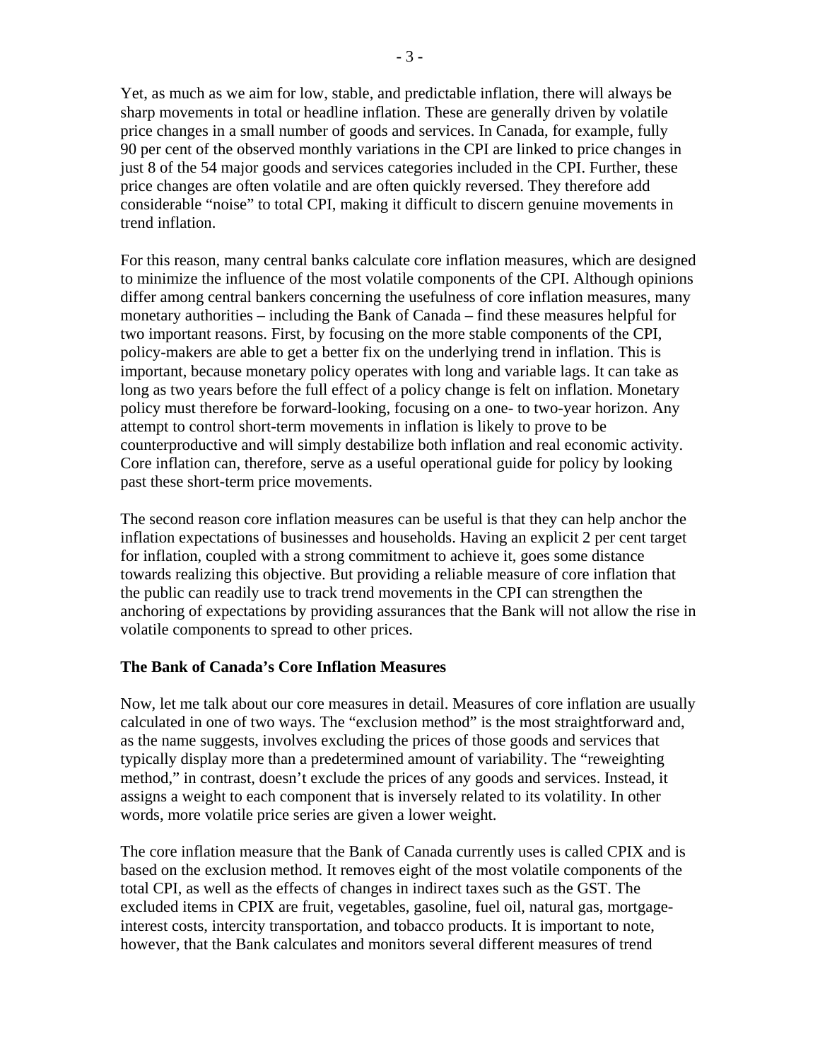Yet, as much as we aim for low, stable, and predictable inflation, there will always be sharp movements in total or headline inflation. These are generally driven by volatile price changes in a small number of goods and services. In Canada, for example, fully 90 per cent of the observed monthly variations in the CPI are linked to price changes in just 8 of the 54 major goods and services categories included in the CPI. Further, these price changes are often volatile and are often quickly reversed. They therefore add considerable "noise" to total CPI, making it difficult to discern genuine movements in trend inflation.

For this reason, many central banks calculate core inflation measures, which are designed to minimize the influence of the most volatile components of the CPI. Although opinions differ among central bankers concerning the usefulness of core inflation measures, many monetary authorities – including the Bank of Canada – find these measures helpful for two important reasons. First, by focusing on the more stable components of the CPI, policy-makers are able to get a better fix on the underlying trend in inflation. This is important, because monetary policy operates with long and variable lags. It can take as long as two years before the full effect of a policy change is felt on inflation. Monetary policy must therefore be forward-looking, focusing on a one- to two-year horizon. Any attempt to control short-term movements in inflation is likely to prove to be counterproductive and will simply destabilize both inflation and real economic activity. Core inflation can, therefore, serve as a useful operational guide for policy by looking past these short-term price movements.

The second reason core inflation measures can be useful is that they can help anchor the inflation expectations of businesses and households. Having an explicit 2 per cent target for inflation, coupled with a strong commitment to achieve it, goes some distance towards realizing this objective. But providing a reliable measure of core inflation that the public can readily use to track trend movements in the CPI can strengthen the anchoring of expectations by providing assurances that the Bank will not allow the rise in volatile components to spread to other prices.

**The Bank of Canada's Core Inflation Measures**

Now, let me talk about our core measures in detail. Measures of core inflation are usually calculated in one of two ways. The "exclusion method" is the most straightforward and, as the name suggests, involves excluding the prices of those goods and services that typically display more than a predetermined amount of variability. The "reweighting method," in contrast, doesn't exclude the prices of any goods and services. Instead, it assigns a weight to each component that is inversely related to its volatility. In other words, more volatile price series are given a lower weight.

The core inflation measure that the Bank of Canada currently uses is called CPIX and is based on the exclusion method. It removes eight of the most volatile components of the total CPI, as well as the effects of changes in indirect taxes such as the GST. The excluded items in CPIX are fruit, vegetables, gasoline, fuel oil, natural gas, mortgage-interest costs, intercity transportation, and tobacco products. It is important to note, however, that the Bank calculates and monitors several different measures of trend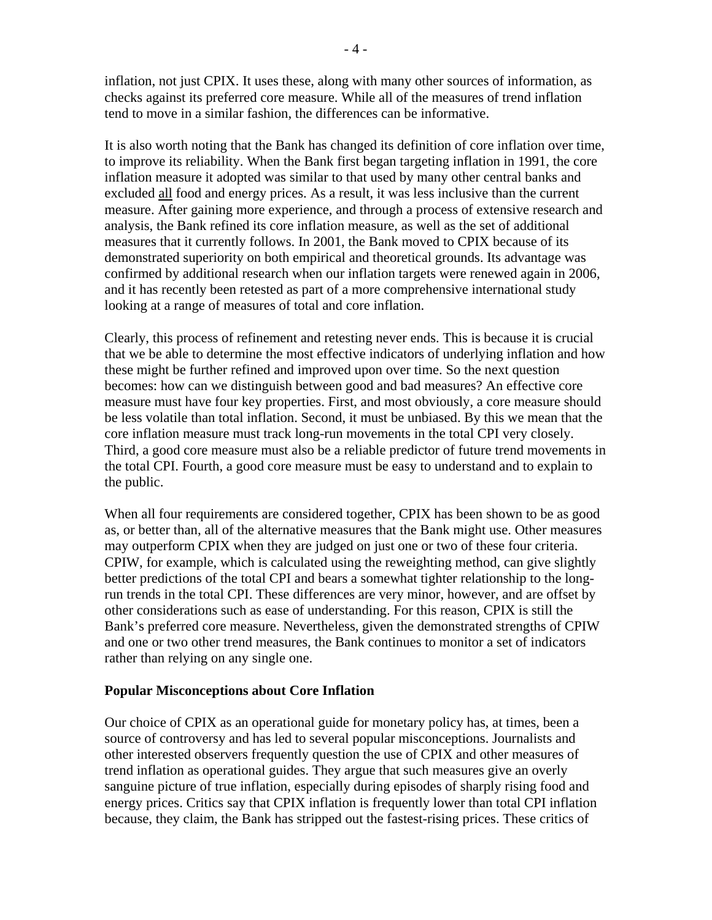inflation, not just CPIX. It uses these, along with many other sources of information, as checks against its preferred core measure. While all of the measures of trend inflation tend to move in a similar fashion, the differences can be informative.

It is also worth noting that the Bank has changed its definition of core inflation over time, to improve its reliability. When the Bank first began targeting inflation in 1991, the core inflation measure it adopted was similar to that used by many other central banks and excluded <u>all</u> food and energy prices. As a result, it was less inclusive than the current measure. After gaining more experience, and through a process of extensive research and analysis, the Bank refined its core inflation measure, as well as the set of additional measures that it currently follows. In 2001, the Bank moved to CPIX because of its demonstrated superiority on both empirical and theoretical grounds. Its advantage was confirmed by additional research when our inflation targets were renewed again in 2006, and it has recently been retested as part of a more comprehensive international study looking at a range of measures of total and core inflation.

Clearly, this process of refinement and retesting never ends. This is because it is crucial that we be able to determine the most effective indicators of underlying inflation and how these might be further refined and improved upon over time. So the next question becomes: how can we distinguish between good and bad measures? An effective core measure must have four key properties. First, and most obviously, a core measure should be less volatile than total inflation. Second, it must be unbiased. By this we mean that the core inflation measure must track long-run movements in the total CPI very closely. Third, a good core measure must also be a reliable predictor of future trend movements in the total CPI. Fourth, a good core measure must be easy to understand and to explain to the public.

When all four requirements are considered together, CPIX has been shown to be as good as, or better than, all of the alternative measures that the Bank might use. Other measures may outperform CPIX when they are judged on just one or two of these four criteria. CPIW, for example, which is calculated using the reweighting method, can give slightly better predictions of the total CPI and bears a somewhat tighter relationship to the long-run trends in the total CPI. These differences are very minor, however, and are offset by other considerations such as ease of understanding. For this reason, CPIX is still the Bank's preferred core measure. Nevertheless, given the demonstrated strengths of CPIW and one or two other trend measures, the Bank continues to monitor a set of indicators rather than relying on any single one.

**Popular Misconceptions about Core Inflation**

Our choice of CPIX as an operational guide for monetary policy has, at times, been a source of controversy and has led to several popular misconceptions. Journalists and other interested observers frequently question the use of CPIX and other measures of trend inflation as operational guides. They argue that such measures give an overly sanguine picture of true inflation, especially during episodes of sharply rising food and energy prices. Critics say that CPIX inflation is frequently lower than total CPI inflation because, they claim, the Bank has stripped out the fastest-rising prices. These critics of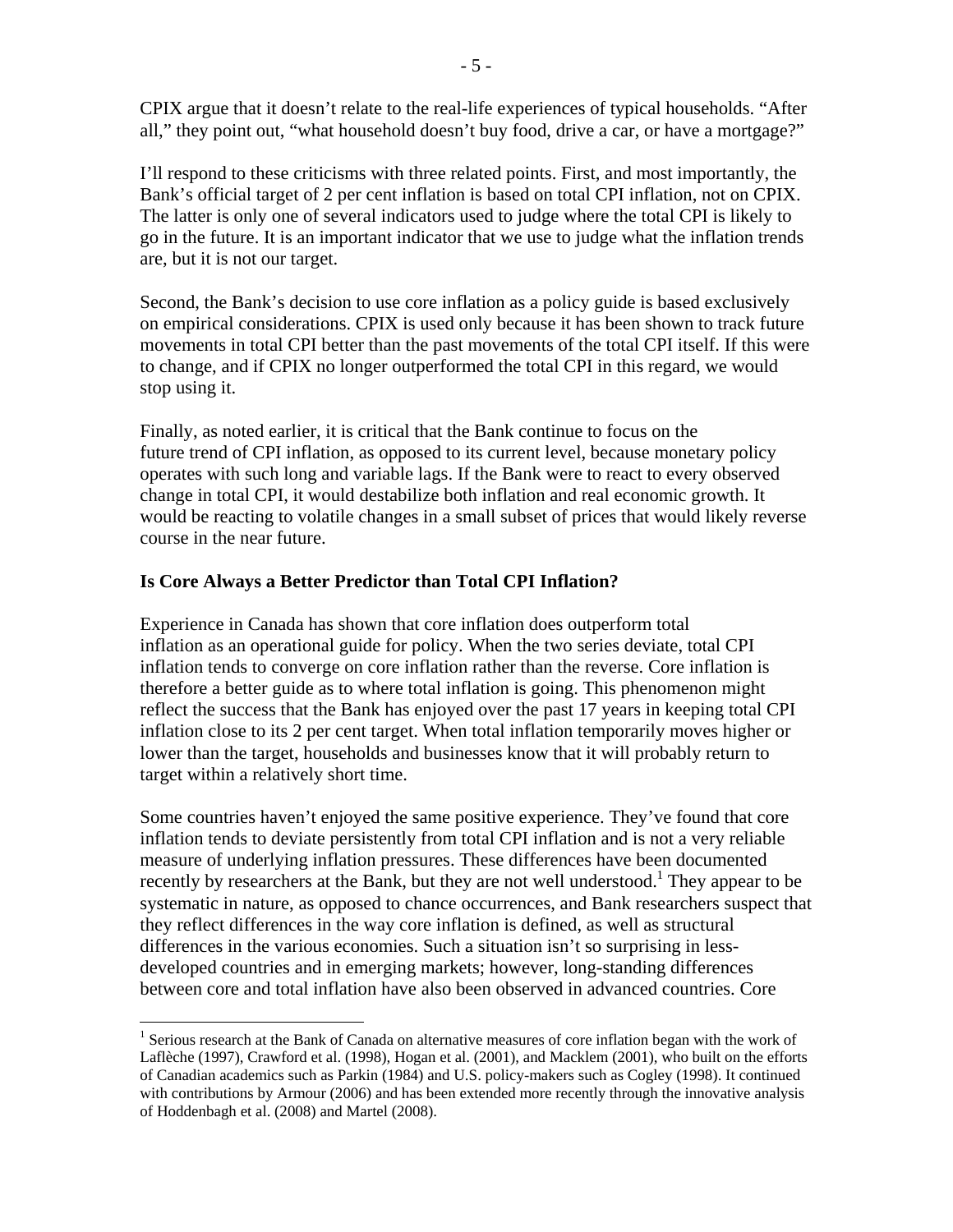CPIX argue that it doesn't relate to the real-life experiences of typical households. "After all," they point out, "what household doesn't buy food, drive a car, or have a mortgage?"

I'll respond to these criticisms with three related points. First, and most importantly, the Bank's official target of 2 per cent inflation is based on total CPI inflation, not on CPIX. The latter is only one of several indicators used to judge where the total CPI is likely to go in the future. It is an important indicator that we use to judge what the inflation trends are, but it is not our target.

Second, the Bank's decision to use core inflation as a policy guide is based exclusively on empirical considerations. CPIX is used only because it has been shown to track future movements in total CPI better than the past movements of the total CPI itself. If this were to change, and if CPIX no longer outperformed the total CPI in this regard, we would stop using it.

Finally, as noted earlier, it is critical that the Bank continue to focus on the future trend of CPI inflation, as opposed to its current level, because monetary policy operates with such long and variable lags. If the Bank were to react to every observed change in total CPI, it would destabilize both inflation and real economic growth. It would be reacting to volatile changes in a small subset of prices that would likely reverse course in the near future.

**Is Core Always a Better Predictor than Total CPI Inflation?**

Experience in Canada has shown that core inflation does outperform total inflation as an operational guide for policy. When the two series deviate, total CPI inflation tends to converge on core inflation rather than the reverse. Core inflation is therefore a better guide as to where total inflation is going. This phenomenon might reflect the success that the Bank has enjoyed over the past 17 years in keeping total CPI inflation close to its 2 per cent target. When total inflation temporarily moves higher or lower than the target, households and businesses know that it will probably return to target within a relatively short time.

Some countries haven't enjoyed the same positive experience. They've found that core inflation tends to deviate persistently from total CPI inflation and is not a very reliable measure of underlying inflation pressures. These differences have been documented recently by researchers at the Bank, but they are not well understood.[1] They appear to be systematic in nature, as opposed to chance occurrences, and Bank researchers suspect that they reflect differences in the way core inflation is defined, as well as structural differences in the various economies. Such a situation isn't so surprising in less-developed countries and in emerging markets; however, long-standing differences between core and total inflation have also been observed in advanced countries. Core

[1] Serious research at the Bank of Canada on alternative measures of core inflation began with the work of Laflèche (1997), Crawford et al. (1998), Hogan et al. (2001), and Macklem (2001), who built on the efforts of Canadian academics such as Parkin (1984) and U.S. policy-makers such as Cogley (1998). It continued with contributions by Armour (2006) and has been extended more recently through the innovative analysis of Hoddenbagh et al. (2008) and Martel (2008).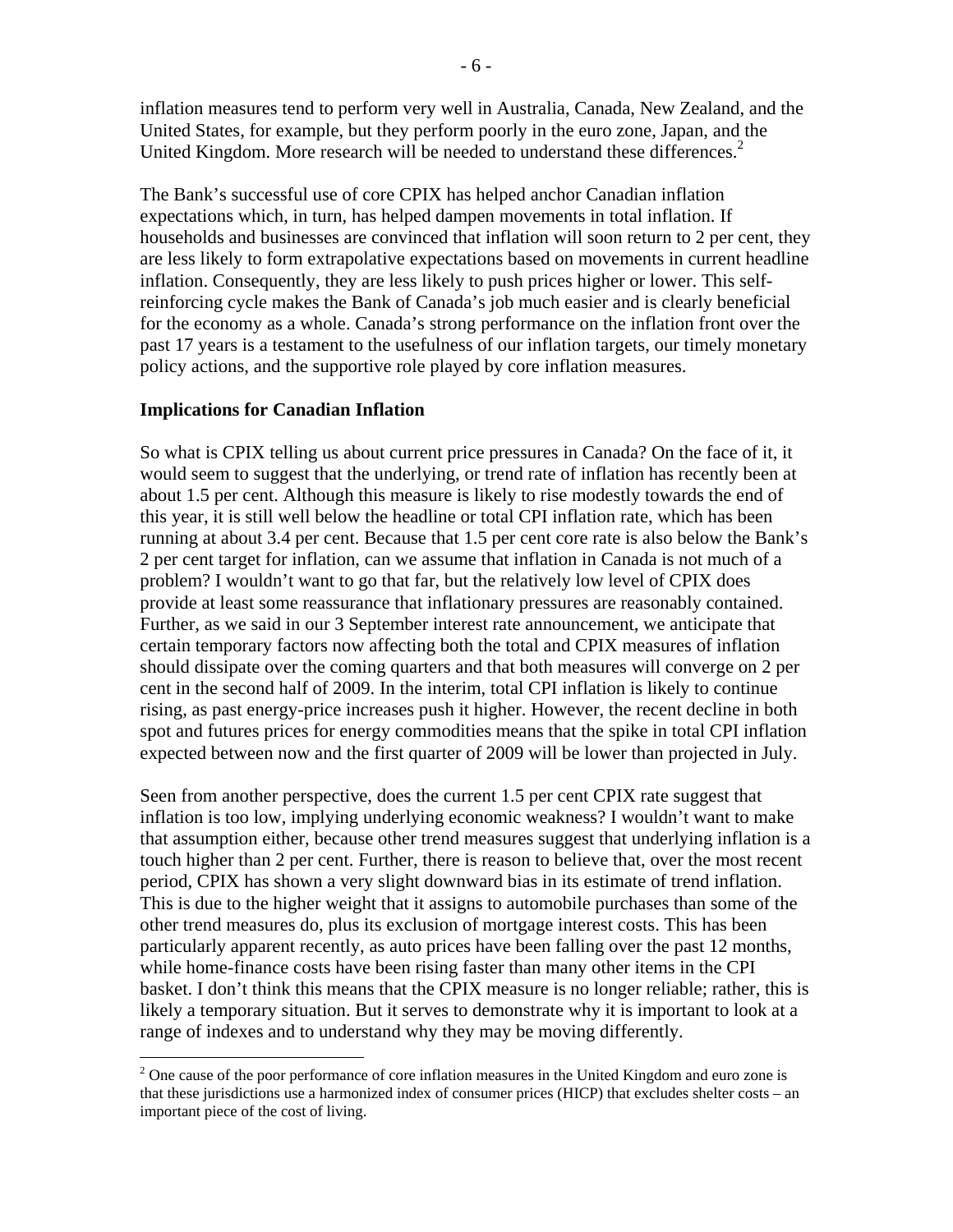inflation measures tend to perform very well in Australia, Canada, New Zealand, and the United States, for example, but they perform poorly in the euro zone, Japan, and the United Kingdom. More research will be needed to understand these differences.[2]

The Bank's successful use of core CPIX has helped anchor Canadian inflation expectations which, in turn, has helped dampen movements in total inflation. If households and businesses are convinced that inflation will soon return to 2 per cent, they are less likely to form extrapolative expectations based on movements in current headline inflation. Consequently, they are less likely to push prices higher or lower. This self-reinforcing cycle makes the Bank of Canada's job much easier and is clearly beneficial for the economy as a whole. Canada's strong performance on the inflation front over the past 17 years is a testament to the usefulness of our inflation targets, our timely monetary policy actions, and the supportive role played by core inflation measures.

**Implications for Canadian Inflation**

So what is CPIX telling us about current price pressures in Canada? On the face of it, it would seem to suggest that the underlying, or trend rate of inflation has recently been at about 1.5 per cent. Although this measure is likely to rise modestly towards the end of this year, it is still well below the headline or total CPI inflation rate, which has been running at about 3.4 per cent. Because that 1.5 per cent core rate is also below the Bank's 2 per cent target for inflation, can we assume that inflation in Canada is not much of a problem? I wouldn't want to go that far, but the relatively low level of CPIX does provide at least some reassurance that inflationary pressures are reasonably contained. Further, as we said in our 3 September interest rate announcement, we anticipate that certain temporary factors now affecting both the total and CPIX measures of inflation should dissipate over the coming quarters and that both measures will converge on 2 per cent in the second half of 2009. In the interim, total CPI inflation is likely to continue rising, as past energy-price increases push it higher. However, the recent decline in both spot and futures prices for energy commodities means that the spike in total CPI inflation expected between now and the first quarter of 2009 will be lower than projected in July.

Seen from another perspective, does the current 1.5 per cent CPIX rate suggest that inflation is too low, implying underlying economic weakness? I wouldn't want to make that assumption either, because other trend measures suggest that underlying inflation is a touch higher than 2 per cent. Further, there is reason to believe that, over the most recent period, CPIX has shown a very slight downward bias in its estimate of trend inflation. This is due to the higher weight that it assigns to automobile purchases than some of the other trend measures do, plus its exclusion of mortgage interest costs. This has been particularly apparent recently, as auto prices have been falling over the past 12 months, while home-finance costs have been rising faster than many other items in the CPI basket. I don't think this means that the CPIX measure is no longer reliable; rather, this is likely a temporary situation. But it serves to demonstrate why it is important to look at a range of indexes and to understand why they may be moving differently.

[2] One cause of the poor performance of core inflation measures in the United Kingdom and euro zone is that these jurisdictions use a harmonized index of consumer prices (HICP) that excludes shelter costs – an important piece of the cost of living.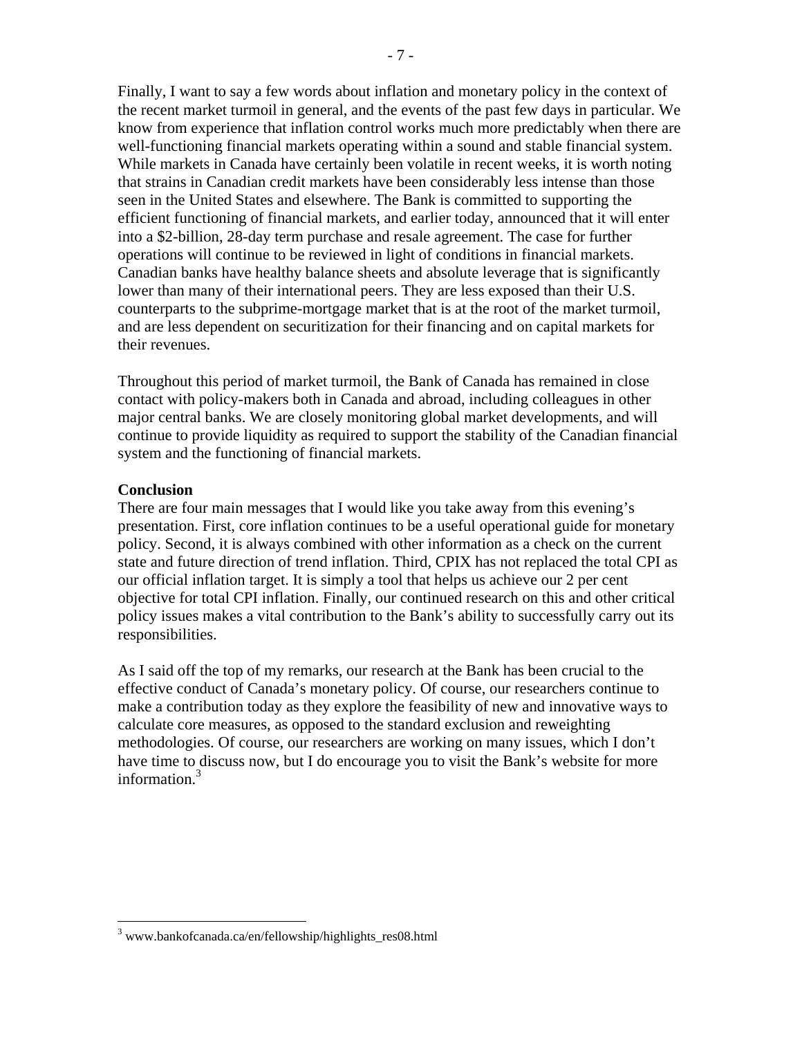Finally, I want to say a few words about inflation and monetary policy in the context of the recent market turmoil in general, and the events of the past few days in particular. We know from experience that inflation control works much more predictably when there are well-functioning financial markets operating within a sound and stable financial system. While markets in Canada have certainly been volatile in recent weeks, it is worth noting that strains in Canadian credit markets have been considerably less intense than those seen in the United States and elsewhere. The Bank is committed to supporting the efficient functioning of financial markets, and earlier today, announced that it will enter into a $2-billion, 28-day term purchase and resale agreement. The case for further operations will continue to be reviewed in light of conditions in financial markets. Canadian banks have healthy balance sheets and absolute leverage that is significantly lower than many of their international peers. They are less exposed than their U.S. counterparts to the subprime-mortgage market that is at the root of the market turmoil, and are less dependent on securitization for their financing and on capital markets for their revenues.

Throughout this period of market turmoil, the Bank of Canada has remained in close contact with policy-makers both in Canada and abroad, including colleagues in other major central banks. We are closely monitoring global market developments, and will continue to provide liquidity as required to support the stability of the Canadian financial system and the functioning of financial markets.

**Conclusion**

There are four main messages that I would like you take away from this evening's presentation. First, core inflation continues to be a useful operational guide for monetary policy. Second, it is always combined with other information as a check on the current state and future direction of trend inflation. Third, CPIX has not replaced the total CPI as our official inflation target. It is simply a tool that helps us achieve our 2 per cent objective for total CPI inflation. Finally, our continued research on this and other critical policy issues makes a vital contribution to the Bank's ability to successfully carry out its responsibilities.

As I said off the top of my remarks, our research at the Bank has been crucial to the effective conduct of Canada's monetary policy. Of course, our researchers continue to make a contribution today as they explore the feasibility of new and innovative ways to calculate core measures, as opposed to the standard exclusion and reweighting methodologies. Of course, our researchers are working on many issues, which I don't have time to discuss now, but I do encourage you to visit the Bank's website for more information.[3]

[3] www.bankofcanada.ca/en/fellowship/highlights_res08.html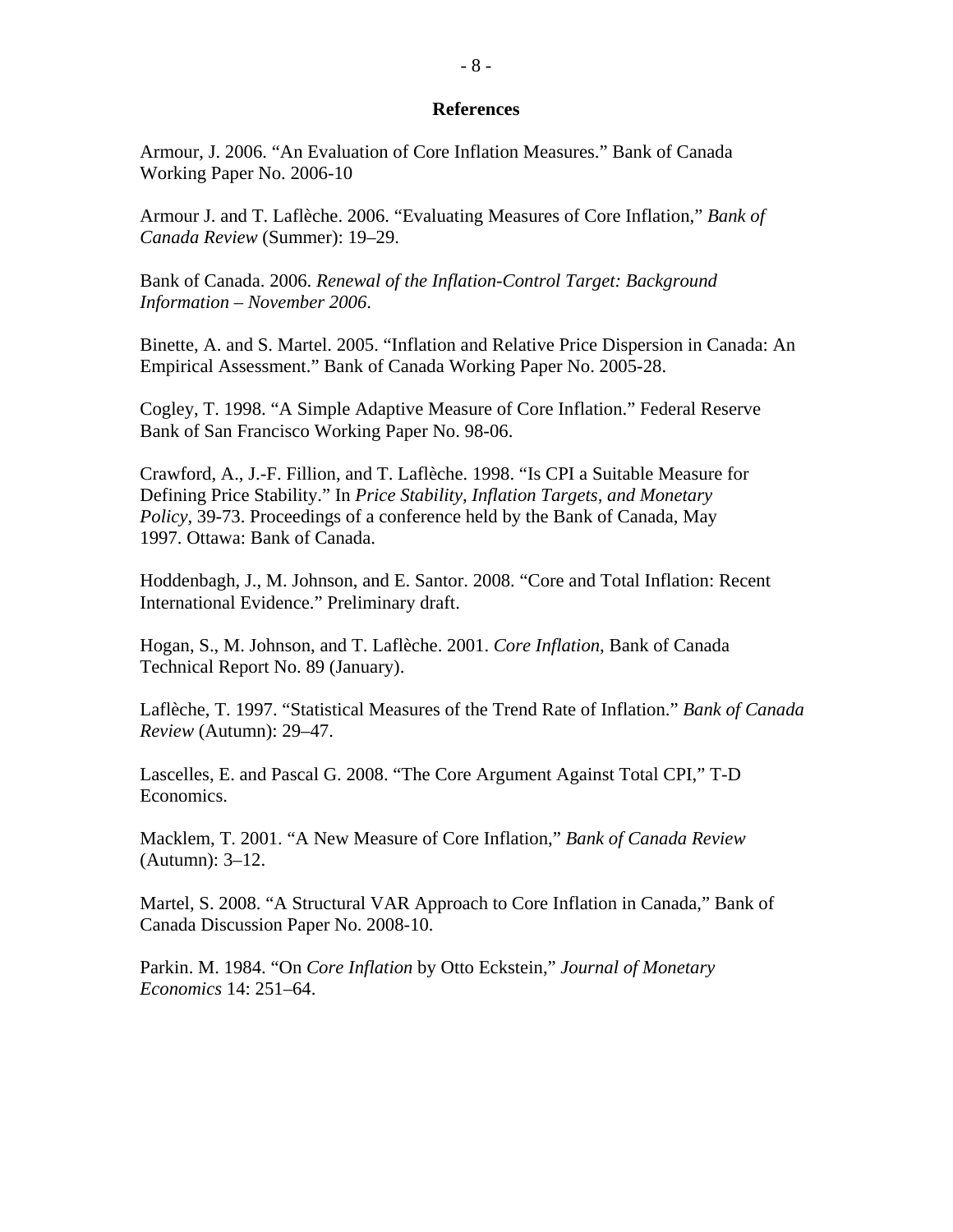## References

Armour, J. 2006. "An Evaluation of Core Inflation Measures." Bank of Canada Working Paper No. 2006-10

Armour J. and T. Laflèche. 2006. "Evaluating Measures of Core Inflation," *Bank of Canada Review* (Summer): 19–29.

Bank of Canada. 2006. *Renewal of the Inflation-Control Target: Background Information – November 2006*.

Binette, A. and S. Martel. 2005. "Inflation and Relative Price Dispersion in Canada: An Empirical Assessment." Bank of Canada Working Paper No. 2005-28.

Cogley, T. 1998. "A Simple Adaptive Measure of Core Inflation." Federal Reserve Bank of San Francisco Working Paper No. 98-06.

Crawford, A., J.-F. Fillion, and T. Laflèche. 1998. "Is CPI a Suitable Measure for Defining Price Stability." In *Price Stability, Inflation Targets, and Monetary Policy*, 39-73. Proceedings of a conference held by the Bank of Canada, May 1997. Ottawa: Bank of Canada.

Hoddenbagh, J., M. Johnson, and E. Santor. 2008. "Core and Total Inflation: Recent International Evidence." Preliminary draft.

Hogan, S., M. Johnson, and T. Laflèche. 2001. *Core Inflation*, Bank of Canada Technical Report No. 89 (January).

Laflèche, T. 1997. "Statistical Measures of the Trend Rate of Inflation." *Bank of Canada Review* (Autumn): 29–47.

Lascelles, E. and Pascal G. 2008. "The Core Argument Against Total CPI," T-D Economics.

Macklem, T. 2001. "A New Measure of Core Inflation," *Bank of Canada Review* (Autumn): 3–12.

Martel, S. 2008. "A Structural VAR Approach to Core Inflation in Canada," Bank of Canada Discussion Paper No. 2008-10.

Parkin. M. 1984. "On *Core Inflation* by Otto Eckstein," *Journal of Monetary Economics* 14: 251–64.